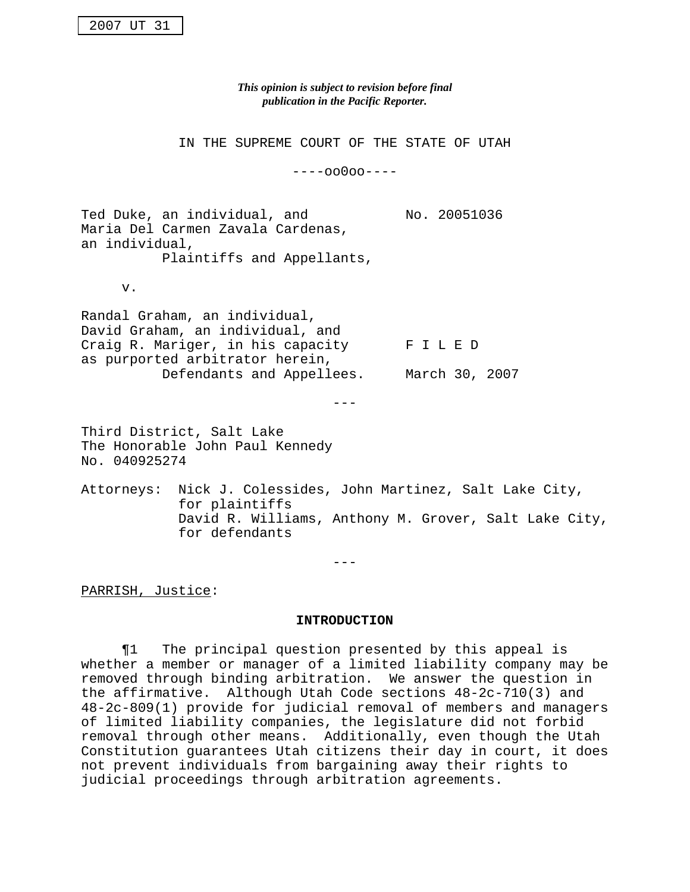2007 UT 31

*This opinion is subject to revision before final publication in the Pacific Reporter.*

IN THE SUPREME COURT OF THE STATE OF UTAH

----oo0oo----

Ted Duke, an individual, and Maria Del Carmen Zavala Cardenas, an individual,
Plaintiffs and Appellants,

v.

Randal Graham, an individual, David Graham, an individual, and Craig R. Mariger, in his capacity as purported arbitrator herein,
Defendants and Appellees.

No. 20051036

F I L E D

March 30, 2007

---

Third District, Salt Lake
The Honorable John Paul Kennedy
No. 040925274

Attorneys: Nick J. Colessides, John Martinez, Salt Lake City, for plaintiffs
David R. Williams, Anthony M. Grover, Salt Lake City, for defendants

---

PARRISH, Justice:

## INTRODUCTION

¶1 The principal question presented by this appeal is whether a member or manager of a limited liability company may be removed through binding arbitration. We answer the question in the affirmative. Although Utah Code sections 48-2c-710(3) and 48-2c-809(1) provide for judicial removal of members and managers of limited liability companies, the legislature did not forbid removal through other means. Additionally, even though the Utah Constitution guarantees Utah citizens their day in court, it does not prevent individuals from bargaining away their rights to judicial proceedings through arbitration agreements.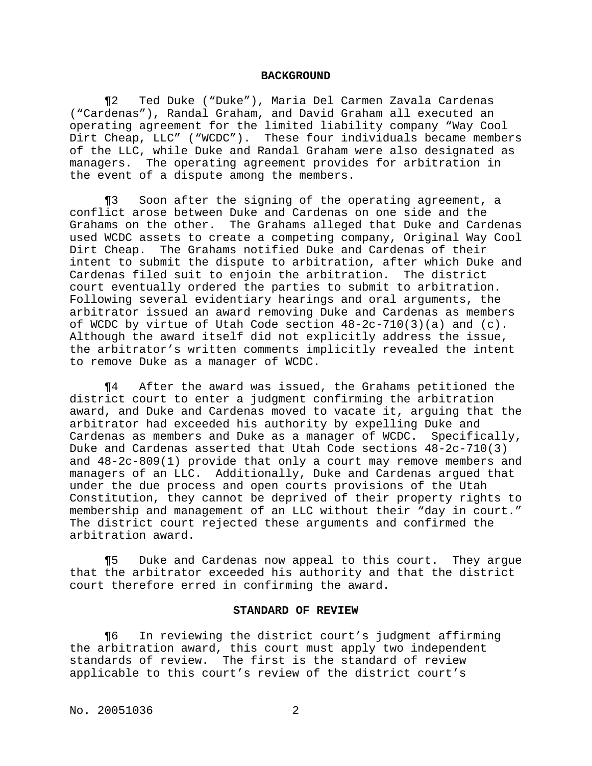## BACKGROUND

¶2 Ted Duke ("Duke"), Maria Del Carmen Zavala Cardenas ("Cardenas"), Randal Graham, and David Graham all executed an operating agreement for the limited liability company "Way Cool Dirt Cheap, LLC" ("WCDC"). These four individuals became members of the LLC, while Duke and Randal Graham were also designated as managers. The operating agreement provides for arbitration in the event of a dispute among the members.

¶3 Soon after the signing of the operating agreement, a conflict arose between Duke and Cardenas on one side and the Grahams on the other. The Grahams alleged that Duke and Cardenas used WCDC assets to create a competing company, Original Way Cool Dirt Cheap. The Grahams notified Duke and Cardenas of their intent to submit the dispute to arbitration, after which Duke and Cardenas filed suit to enjoin the arbitration. The district court eventually ordered the parties to submit to arbitration. Following several evidentiary hearings and oral arguments, the arbitrator issued an award removing Duke and Cardenas as members of WCDC by virtue of Utah Code section 48-2c-710(3)(a) and (c). Although the award itself did not explicitly address the issue, the arbitrator's written comments implicitly revealed the intent to remove Duke as a manager of WCDC.

¶4 After the award was issued, the Grahams petitioned the district court to enter a judgment confirming the arbitration award, and Duke and Cardenas moved to vacate it, arguing that the arbitrator had exceeded his authority by expelling Duke and Cardenas as members and Duke as a manager of WCDC. Specifically, Duke and Cardenas asserted that Utah Code sections 48-2c-710(3) and 48-2c-809(1) provide that only a court may remove members and managers of an LLC. Additionally, Duke and Cardenas argued that under the due process and open courts provisions of the Utah Constitution, they cannot be deprived of their property rights to membership and management of an LLC without their "day in court." The district court rejected these arguments and confirmed the arbitration award.

¶5 Duke and Cardenas now appeal to this court. They argue that the arbitrator exceeded his authority and that the district court therefore erred in confirming the award.

## STANDARD OF REVIEW

¶6 In reviewing the district court's judgment affirming the arbitration award, this court must apply two independent standards of review. The first is the standard of review applicable to this court's review of the district court's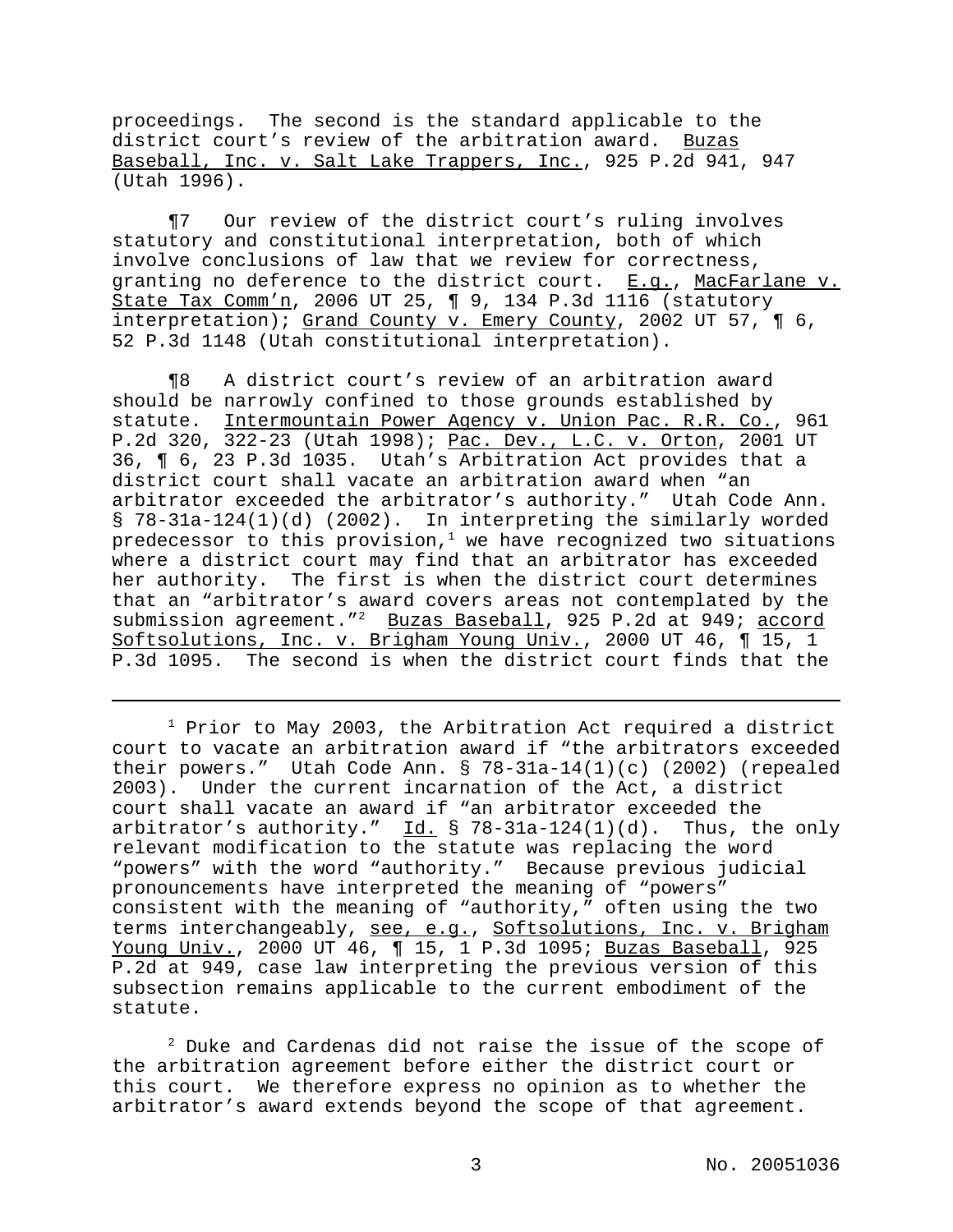proceedings. The second is the standard applicable to the district court's review of the arbitration award. Buzas Baseball, Inc. v. Salt Lake Trappers, Inc., 925 P.2d 941, 947 (Utah 1996).

¶7 Our review of the district court's ruling involves statutory and constitutional interpretation, both of which involve conclusions of law that we review for correctness, granting no deference to the district court. E.g., MacFarlane v. State Tax Comm'n, 2006 UT 25, ¶ 9, 134 P.3d 1116 (statutory interpretation); Grand County v. Emery County, 2002 UT 57, ¶ 6, 52 P.3d 1148 (Utah constitutional interpretation).

¶8 A district court's review of an arbitration award should be narrowly confined to those grounds established by statute. Intermountain Power Agency v. Union Pac. R.R. Co., 961 P.2d 320, 322-23 (Utah 1998); Pac. Dev., L.C. v. Orton, 2001 UT 36, ¶ 6, 23 P.3d 1035. Utah's Arbitration Act provides that a district court shall vacate an arbitration award when "an arbitrator exceeded the arbitrator's authority." Utah Code Ann. § 78-31a-124(1)(d) (2002). In interpreting the similarly worded predecessor to this provision,[1] we have recognized two situations where a district court may find that an arbitrator has exceeded her authority. The first is when the district court determines that an "arbitrator's award covers areas not contemplated by the submission agreement."[2] Buzas Baseball, 925 P.2d at 949; accord Softsolutions, Inc. v. Brigham Young Univ., 2000 UT 46, ¶ 15, 1 P.3d 1095. The second is when the district court finds that the

---

[1] Prior to May 2003, the Arbitration Act required a district court to vacate an arbitration award if "the arbitrators exceeded their powers." Utah Code Ann. § 78-31a-14(1)(c) (2002) (repealed 2003). Under the current incarnation of the Act, a district court shall vacate an award if "an arbitrator exceeded the arbitrator's authority." Id. § 78-31a-124(1)(d). Thus, the only relevant modification to the statute was replacing the word "powers" with the word "authority." Because previous judicial pronouncements have interpreted the meaning of "powers" consistent with the meaning of "authority," often using the two terms interchangeably, see, e.g., Softsolutions, Inc. v. Brigham Young Univ., 2000 UT 46, ¶ 15, 1 P.3d 1095; Buzas Baseball, 925 P.2d at 949, case law interpreting the previous version of this subsection remains applicable to the current embodiment of the statute.

[2] Duke and Cardenas did not raise the issue of the scope of the arbitration agreement before either the district court or this court. We therefore express no opinion as to whether the arbitrator's award extends beyond the scope of that agreement.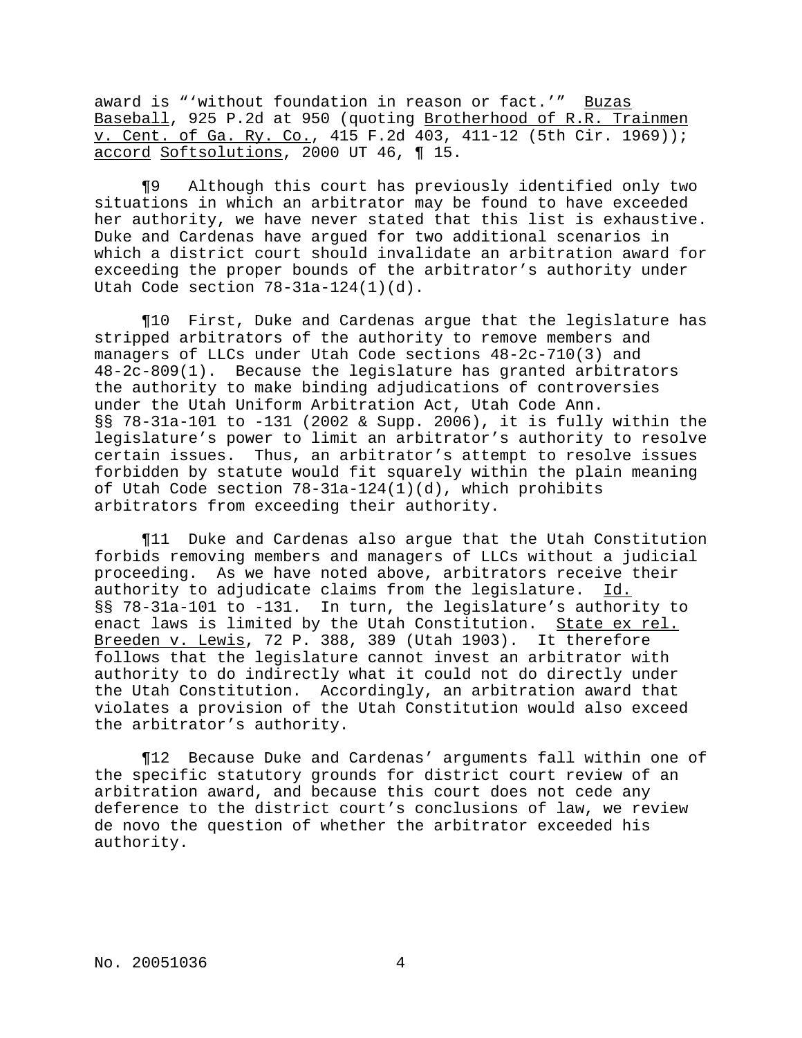award is "'without foundation in reason or fact.'" Buzas Baseball, 925 P.2d at 950 (quoting Brotherhood of R.R. Trainmen v. Cent. of Ga. Ry. Co., 415 F.2d 403, 411-12 (5th Cir. 1969)); accord Softsolutions, 2000 UT 46, ¶ 15.

¶9 Although this court has previously identified only two situations in which an arbitrator may be found to have exceeded her authority, we have never stated that this list is exhaustive. Duke and Cardenas have argued for two additional scenarios in which a district court should invalidate an arbitration award for exceeding the proper bounds of the arbitrator's authority under Utah Code section 78-31a-124(1)(d).

¶10 First, Duke and Cardenas argue that the legislature has stripped arbitrators of the authority to remove members and managers of LLCs under Utah Code sections 48-2c-710(3) and 48-2c-809(1). Because the legislature has granted arbitrators the authority to make binding adjudications of controversies under the Utah Uniform Arbitration Act, Utah Code Ann. §§ 78-31a-101 to -131 (2002 & Supp. 2006), it is fully within the legislature's power to limit an arbitrator's authority to resolve certain issues. Thus, an arbitrator's attempt to resolve issues forbidden by statute would fit squarely within the plain meaning of Utah Code section 78-31a-124(1)(d), which prohibits arbitrators from exceeding their authority.

¶11 Duke and Cardenas also argue that the Utah Constitution forbids removing members and managers of LLCs without a judicial proceeding. As we have noted above, arbitrators receive their authority to adjudicate claims from the legislature. Id. §§ 78-31a-101 to -131. In turn, the legislature's authority to enact laws is limited by the Utah Constitution. State ex rel. Breeden v. Lewis, 72 P. 388, 389 (Utah 1903). It therefore follows that the legislature cannot invest an arbitrator with authority to do indirectly what it could not do directly under the Utah Constitution. Accordingly, an arbitration award that violates a provision of the Utah Constitution would also exceed the arbitrator's authority.

¶12 Because Duke and Cardenas' arguments fall within one of the specific statutory grounds for district court review of an arbitration award, and because this court does not cede any deference to the district court's conclusions of law, we review de novo the question of whether the arbitrator exceeded his authority.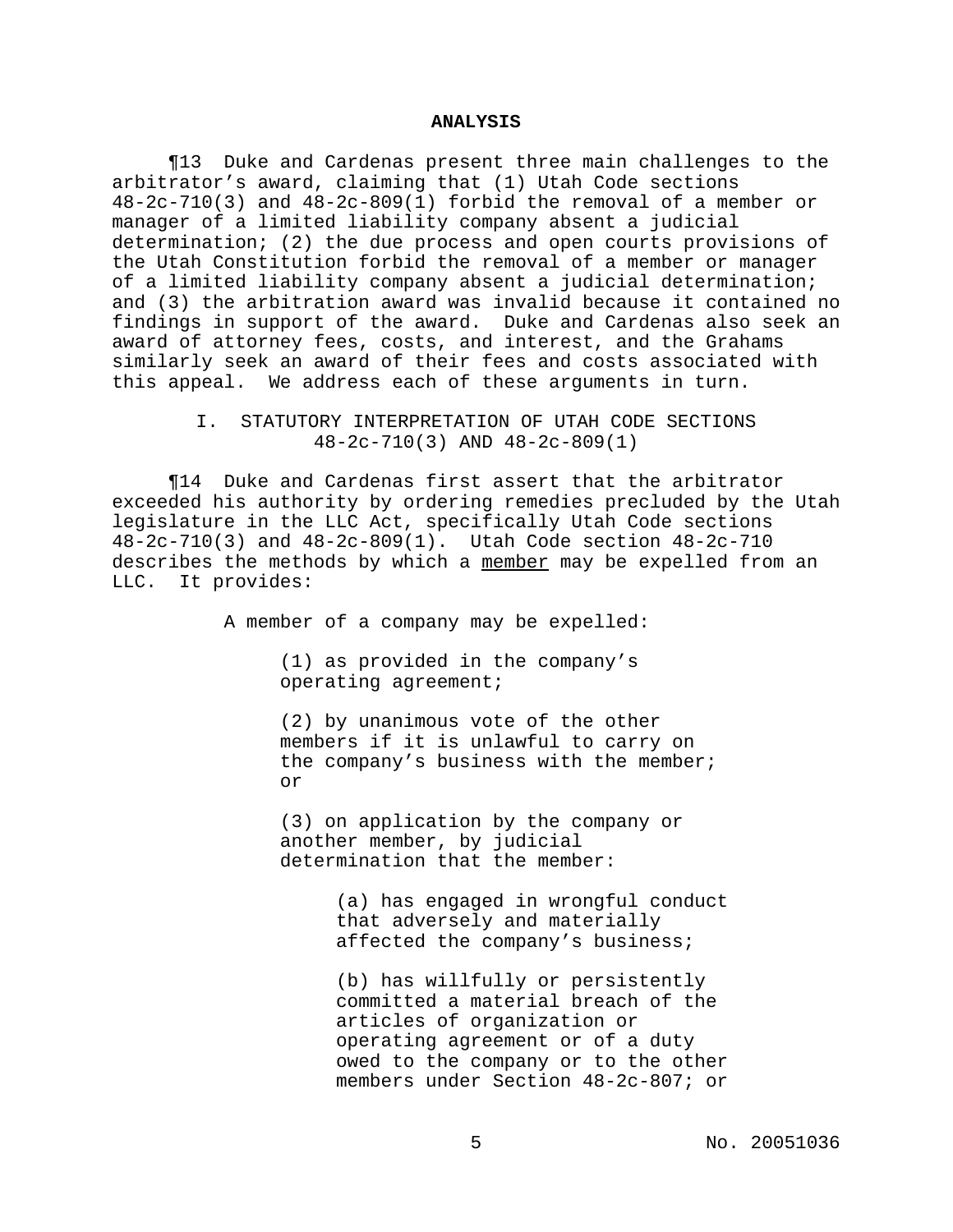## ANALYSIS

¶13 Duke and Cardenas present three main challenges to the arbitrator's award, claiming that (1) Utah Code sections 48-2c-710(3) and 48-2c-809(1) forbid the removal of a member or manager of a limited liability company absent a judicial determination; (2) the due process and open courts provisions of the Utah Constitution forbid the removal of a member or manager of a limited liability company absent a judicial determination; and (3) the arbitration award was invalid because it contained no findings in support of the award. Duke and Cardenas also seek an award of attorney fees, costs, and interest, and the Grahams similarly seek an award of their fees and costs associated with this appeal. We address each of these arguments in turn.

### I. STATUTORY INTERPRETATION OF UTAH CODE SECTIONS 48-2c-710(3) AND 48-2c-809(1)

¶14 Duke and Cardenas first assert that the arbitrator exceeded his authority by ordering remedies precluded by the Utah legislature in the LLC Act, specifically Utah Code sections 48-2c-710(3) and 48-2c-809(1). Utah Code section 48-2c-710 describes the methods by which a <u>member</u> may be expelled from an LLC. It provides:

> A member of a company may be expelled:
>
> (1) as provided in the company's operating agreement;
>
> (2) by unanimous vote of the other members if it is unlawful to carry on the company's business with the member; or
>
> (3) on application by the company or another member, by judicial determination that the member:
>
> > (a) has engaged in wrongful conduct that adversely and materially affected the company's business;
> >
> > (b) has willfully or persistently committed a material breach of the articles of organization or operating agreement or of a duty owed to the company or to the other members under Section 48-2c-807; or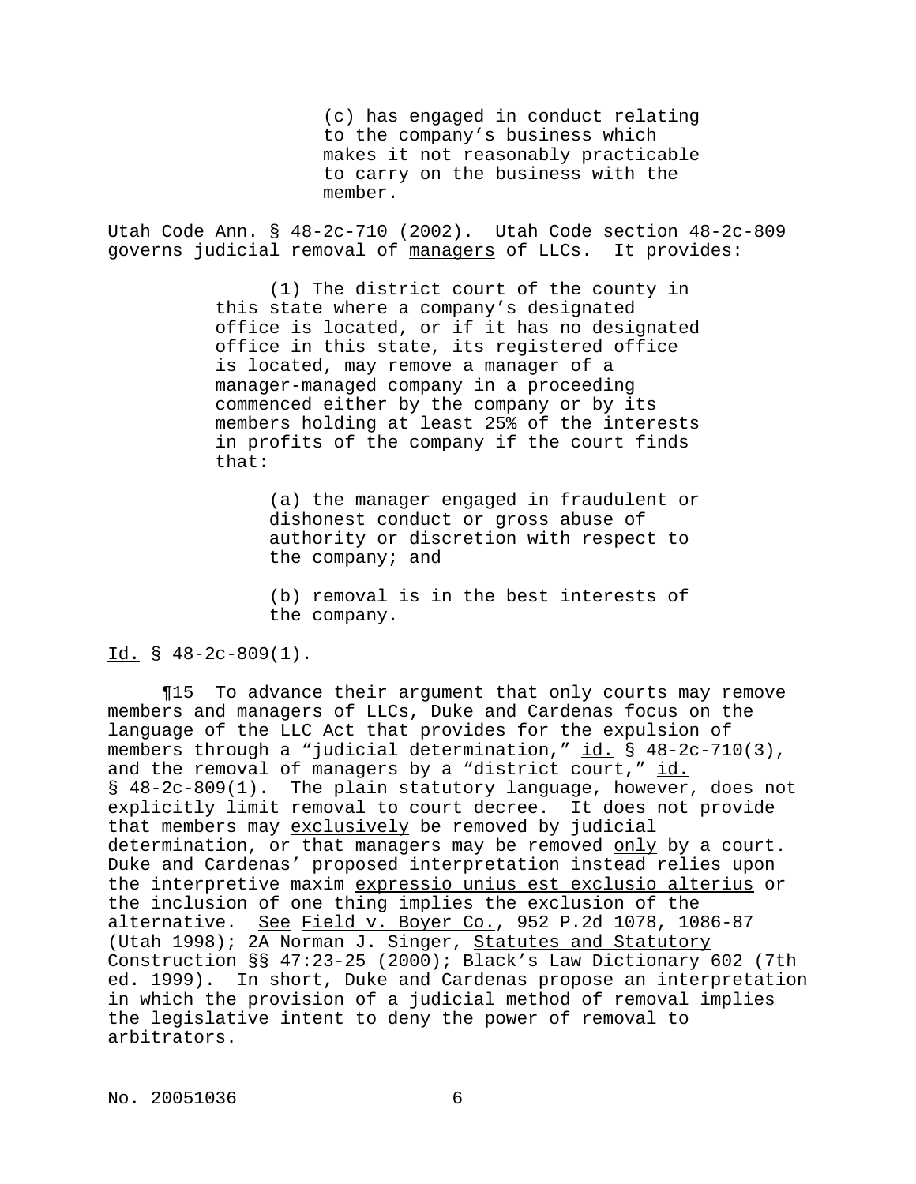> (c) has engaged in conduct relating to the company's business which makes it not reasonably practicable to carry on the business with the member.

Utah Code Ann. § 48-2c-710 (2002). Utah Code section 48-2c-809 governs judicial removal of <u>managers</u> of LLCs. It provides:

> (1) The district court of the county in this state where a company's designated office is located, or if it has no designated office in this state, its registered office is located, may remove a manager of a manager-managed company in a proceeding commenced either by the company or by its members holding at least 25% of the interests in profits of the company if the court finds that:
>
> > (a) the manager engaged in fraudulent or dishonest conduct or gross abuse of authority or discretion with respect to the company; and
> >
> > (b) removal is in the best interests of the company.

<u>Id.</u> § 48-2c-809(1).

¶15 To advance their argument that only courts may remove members and managers of LLCs, Duke and Cardenas focus on the language of the LLC Act that provides for the expulsion of members through a "judicial determination," <u>id.</u> § 48-2c-710(3), and the removal of managers by a "district court," <u>id.</u> § 48-2c-809(1). The plain statutory language, however, does not explicitly limit removal to court decree. It does not provide that members may <u>exclusively</u> be removed by judicial determination, or that managers may be removed <u>only</u> by a court. Duke and Cardenas' proposed interpretation instead relies upon the interpretive maxim <u>expressio unius est exclusio alterius</u> or the inclusion of one thing implies the exclusion of the alternative. <u>See</u> <u>Field v. Boyer Co.</u>, 952 P.2d 1078, 1086-87 (Utah 1998); 2A Norman J. Singer, <u>Statutes and Statutory Construction</u> §§ 47:23-25 (2000); <u>Black's Law Dictionary</u> 602 (7th ed. 1999). In short, Duke and Cardenas propose an interpretation in which the provision of a judicial method of removal implies the legislative intent to deny the power of removal to arbitrators.

No. 20051036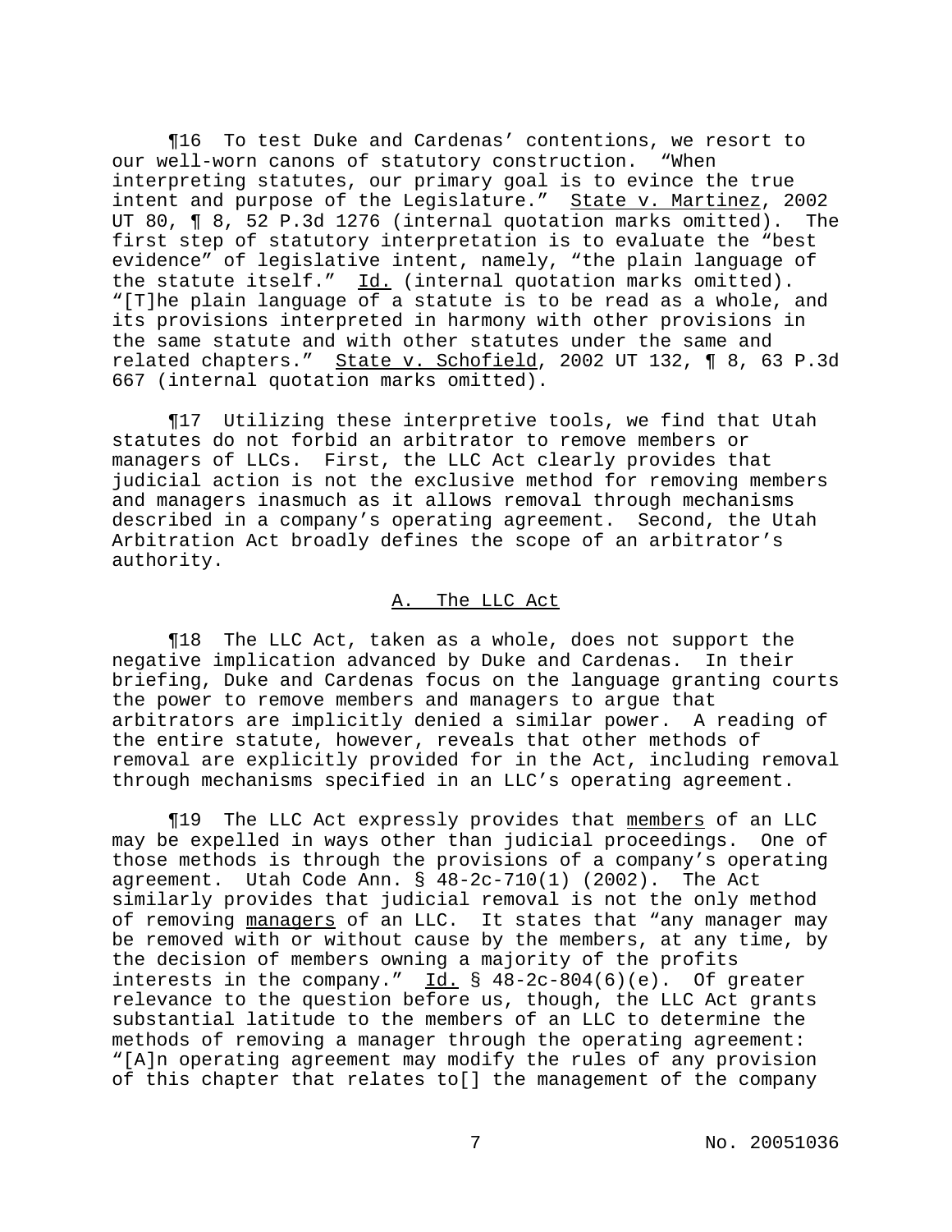¶16 To test Duke and Cardenas' contentions, we resort to our well-worn canons of statutory construction. "When interpreting statutes, our primary goal is to evince the true intent and purpose of the Legislature." State v. Martinez, 2002 UT 80, ¶ 8, 52 P.3d 1276 (internal quotation marks omitted). The first step of statutory interpretation is to evaluate the "best evidence" of legislative intent, namely, "the plain language of the statute itself." Id. (internal quotation marks omitted). "[T]he plain language of a statute is to be read as a whole, and its provisions interpreted in harmony with other provisions in the same statute and with other statutes under the same and related chapters." State v. Schofield, 2002 UT 132, ¶ 8, 63 P.3d 667 (internal quotation marks omitted).

¶17 Utilizing these interpretive tools, we find that Utah statutes do not forbid an arbitrator to remove members or managers of LLCs. First, the LLC Act clearly provides that judicial action is not the exclusive method for removing members and managers inasmuch as it allows removal through mechanisms described in a company's operating agreement. Second, the Utah Arbitration Act broadly defines the scope of an arbitrator's authority.

## A. The LLC Act

¶18 The LLC Act, taken as a whole, does not support the negative implication advanced by Duke and Cardenas. In their briefing, Duke and Cardenas focus on the language granting courts the power to remove members and managers to argue that arbitrators are implicitly denied a similar power. A reading of the entire statute, however, reveals that other methods of removal are explicitly provided for in the Act, including removal through mechanisms specified in an LLC's operating agreement.

¶19 The LLC Act expressly provides that members of an LLC may be expelled in ways other than judicial proceedings. One of those methods is through the provisions of a company's operating agreement. Utah Code Ann. § 48-2c-710(1) (2002). The Act similarly provides that judicial removal is not the only method of removing managers of an LLC. It states that "any manager may be removed with or without cause by the members, at any time, by the decision of members owning a majority of the profits interests in the company." Id. § 48-2c-804(6)(e). Of greater relevance to the question before us, though, the LLC Act grants substantial latitude to the members of an LLC to determine the methods of removing a manager through the operating agreement: "[A]n operating agreement may modify the rules of any provision of this chapter that relates to[] the management of the company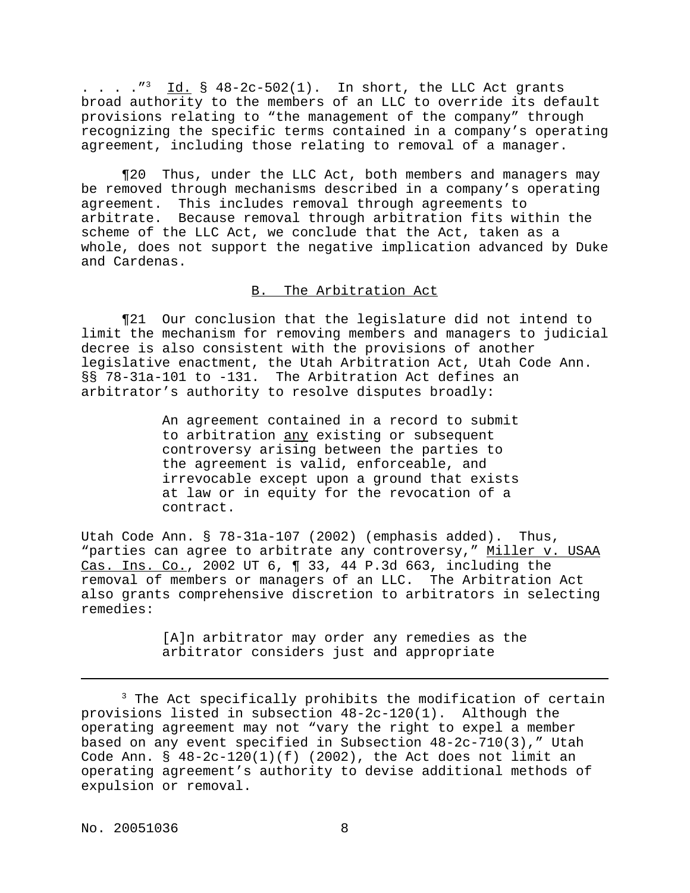. . . ."[3] Id. § 48-2c-502(1). In short, the LLC Act grants broad authority to the members of an LLC to override its default provisions relating to "the management of the company" through recognizing the specific terms contained in a company's operating agreement, including those relating to removal of a manager.

¶20 Thus, under the LLC Act, both members and managers may be removed through mechanisms described in a company's operating agreement. This includes removal through agreements to arbitrate. Because removal through arbitration fits within the scheme of the LLC Act, we conclude that the Act, taken as a whole, does not support the negative implication advanced by Duke and Cardenas.

## B. The Arbitration Act

¶21 Our conclusion that the legislature did not intend to limit the mechanism for removing members and managers to judicial decree is also consistent with the provisions of another legislative enactment, the Utah Arbitration Act, Utah Code Ann. §§ 78-31a-101 to -131. The Arbitration Act defines an arbitrator's authority to resolve disputes broadly:

> An agreement contained in a record to submit to arbitration any existing or subsequent controversy arising between the parties to the agreement is valid, enforceable, and irrevocable except upon a ground that exists at law or in equity for the revocation of a contract.

Utah Code Ann. § 78-31a-107 (2002) (emphasis added). Thus, "parties can agree to arbitrate any controversy," Miller v. USAA Cas. Ins. Co., 2002 UT 6, ¶ 33, 44 P.3d 663, including the removal of members or managers of an LLC. The Arbitration Act also grants comprehensive discretion to arbitrators in selecting remedies:

> [A]n arbitrator may order any remedies as the arbitrator considers just and appropriate

---

[3] The Act specifically prohibits the modification of certain provisions listed in subsection 48-2c-120(1). Although the operating agreement may not "vary the right to expel a member based on any event specified in Subsection 48-2c-710(3)," Utah Code Ann. § 48-2c-120(1)(f) (2002), the Act does not limit an operating agreement's authority to devise additional methods of expulsion or removal.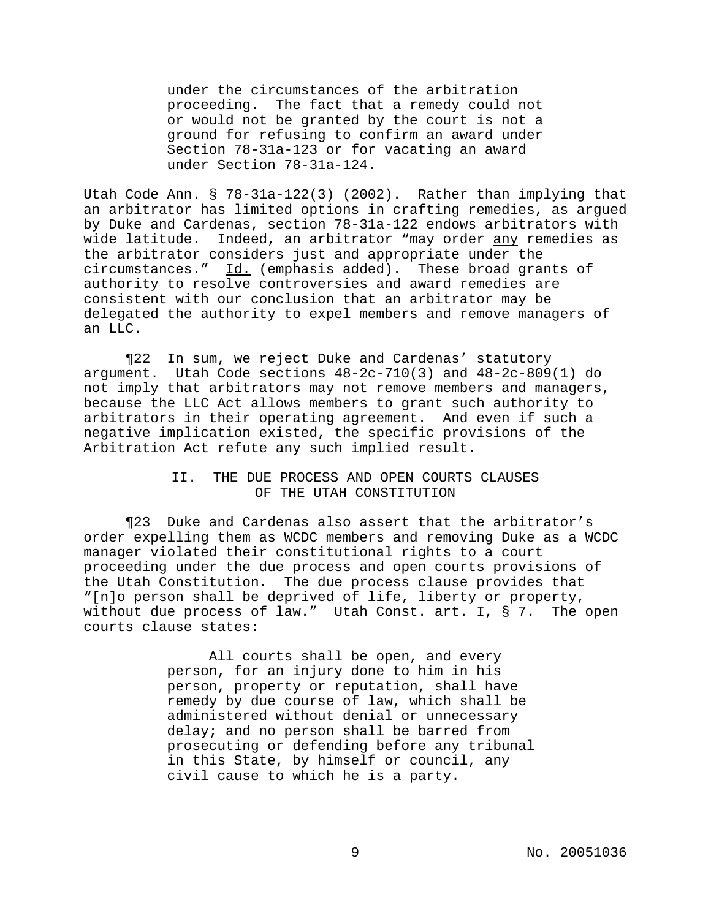> under the circumstances of the arbitration proceeding. The fact that a remedy could not or would not be granted by the court is not a ground for refusing to confirm an award under Section 78-31a-123 or for vacating an award under Section 78-31a-124.

Utah Code Ann. § 78-31a-122(3) (2002). Rather than implying that an arbitrator has limited options in crafting remedies, as argued by Duke and Cardenas, section 78-31a-122 endows arbitrators with wide latitude. Indeed, an arbitrator "may order any remedies as the arbitrator considers just and appropriate under the circumstances." Id. (emphasis added). These broad grants of authority to resolve controversies and award remedies are consistent with our conclusion that an arbitrator may be delegated the authority to expel members and remove managers of an LLC.

¶22 In sum, we reject Duke and Cardenas' statutory argument. Utah Code sections 48-2c-710(3) and 48-2c-809(1) do not imply that arbitrators may not remove members and managers, because the LLC Act allows members to grant such authority to arbitrators in their operating agreement. And even if such a negative implication existed, the specific provisions of the Arbitration Act refute any such implied result.

## II. THE DUE PROCESS AND OPEN COURTS CLAUSES OF THE UTAH CONSTITUTION

¶23 Duke and Cardenas also assert that the arbitrator's order expelling them as WCDC members and removing Duke as a WCDC manager violated their constitutional rights to a court proceeding under the due process and open courts provisions of the Utah Constitution. The due process clause provides that "[n]o person shall be deprived of life, liberty or property, without due process of law." Utah Const. art. I, § 7. The open courts clause states:

> All courts shall be open, and every person, for an injury done to him in his person, property or reputation, shall have remedy by due course of law, which shall be administered without denial or unnecessary delay; and no person shall be barred from prosecuting or defending before any tribunal in this State, by himself or council, any civil cause to which he is a party.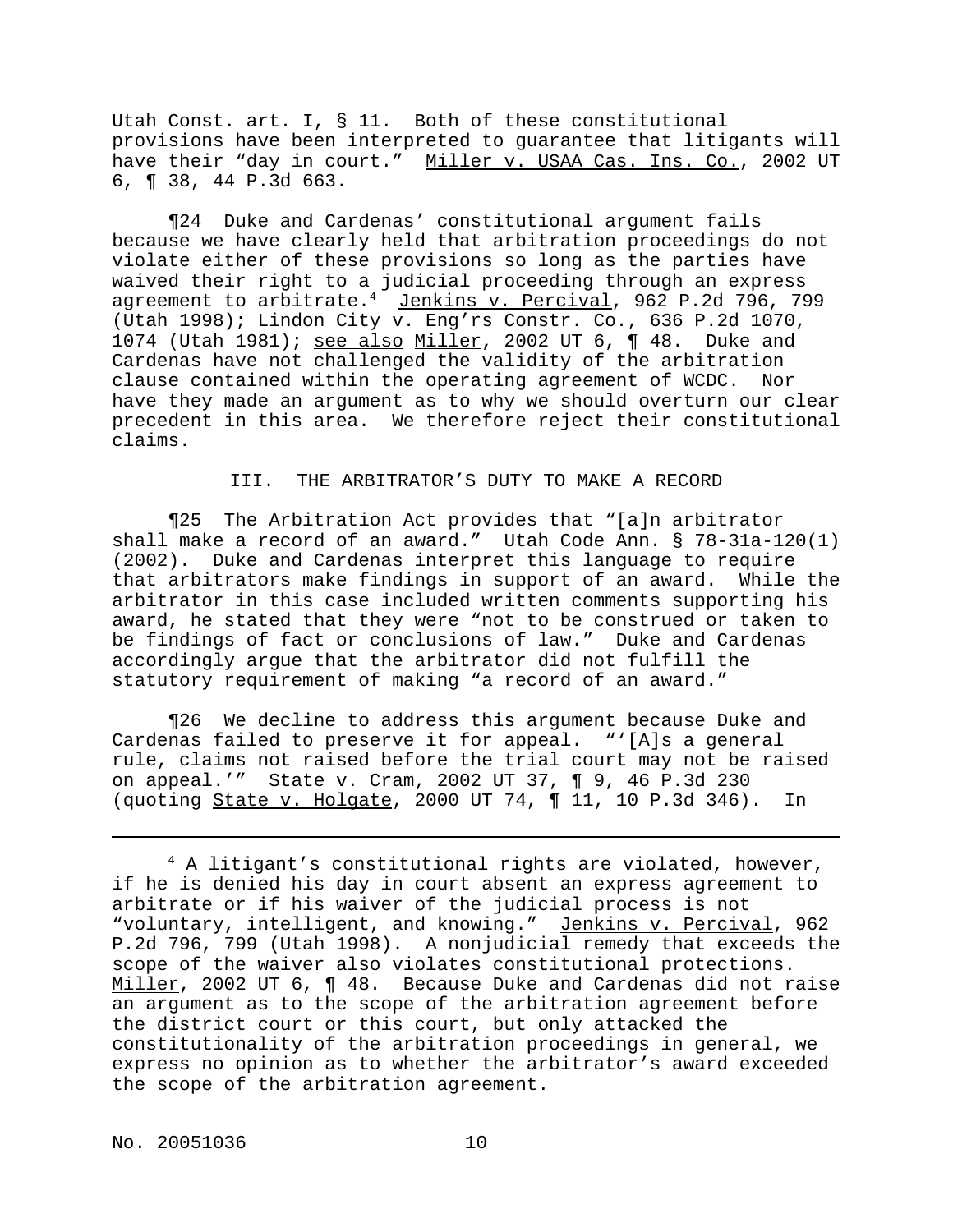Utah Const. art. I, § 11. Both of these constitutional provisions have been interpreted to guarantee that litigants will have their "day in court." Miller v. USAA Cas. Ins. Co., 2002 UT 6, ¶ 38, 44 P.3d 663.

¶24 Duke and Cardenas' constitutional argument fails because we have clearly held that arbitration proceedings do not violate either of these provisions so long as the parties have waived their right to a judicial proceeding through an express agreement to arbitrate.[4] Jenkins v. Percival, 962 P.2d 796, 799 (Utah 1998); Lindon City v. Eng'rs Constr. Co., 636 P.2d 1070, 1074 (Utah 1981); see also Miller, 2002 UT 6, ¶ 48. Duke and Cardenas have not challenged the validity of the arbitration clause contained within the operating agreement of WCDC. Nor have they made an argument as to why we should overturn our clear precedent in this area. We therefore reject their constitutional claims.

### III. THE ARBITRATOR'S DUTY TO MAKE A RECORD

¶25 The Arbitration Act provides that "[a]n arbitrator shall make a record of an award." Utah Code Ann. § 78-31a-120(1) (2002). Duke and Cardenas interpret this language to require that arbitrators make findings in support of an award. While the arbitrator in this case included written comments supporting his award, he stated that they were "not to be construed or taken to be findings of fact or conclusions of law." Duke and Cardenas accordingly argue that the arbitrator did not fulfill the statutory requirement of making "a record of an award."

¶26 We decline to address this argument because Duke and Cardenas failed to preserve it for appeal. "'[A]s a general rule, claims not raised before the trial court may not be raised on appeal.'" State v. Cram, 2002 UT 37, ¶ 9, 46 P.3d 230 (quoting State v. Holgate, 2000 UT 74, ¶ 11, 10 P.3d 346). In

---

[4] A litigant's constitutional rights are violated, however, if he is denied his day in court absent an express agreement to arbitrate or if his waiver of the judicial process is not "voluntary, intelligent, and knowing." Jenkins v. Percival, 962 P.2d 796, 799 (Utah 1998). A nonjudicial remedy that exceeds the scope of the waiver also violates constitutional protections. Miller, 2002 UT 6, ¶ 48. Because Duke and Cardenas did not raise an argument as to the scope of the arbitration agreement before the district court or this court, but only attacked the constitutionality of the arbitration proceedings in general, we express no opinion as to whether the arbitrator's award exceeded the scope of the arbitration agreement.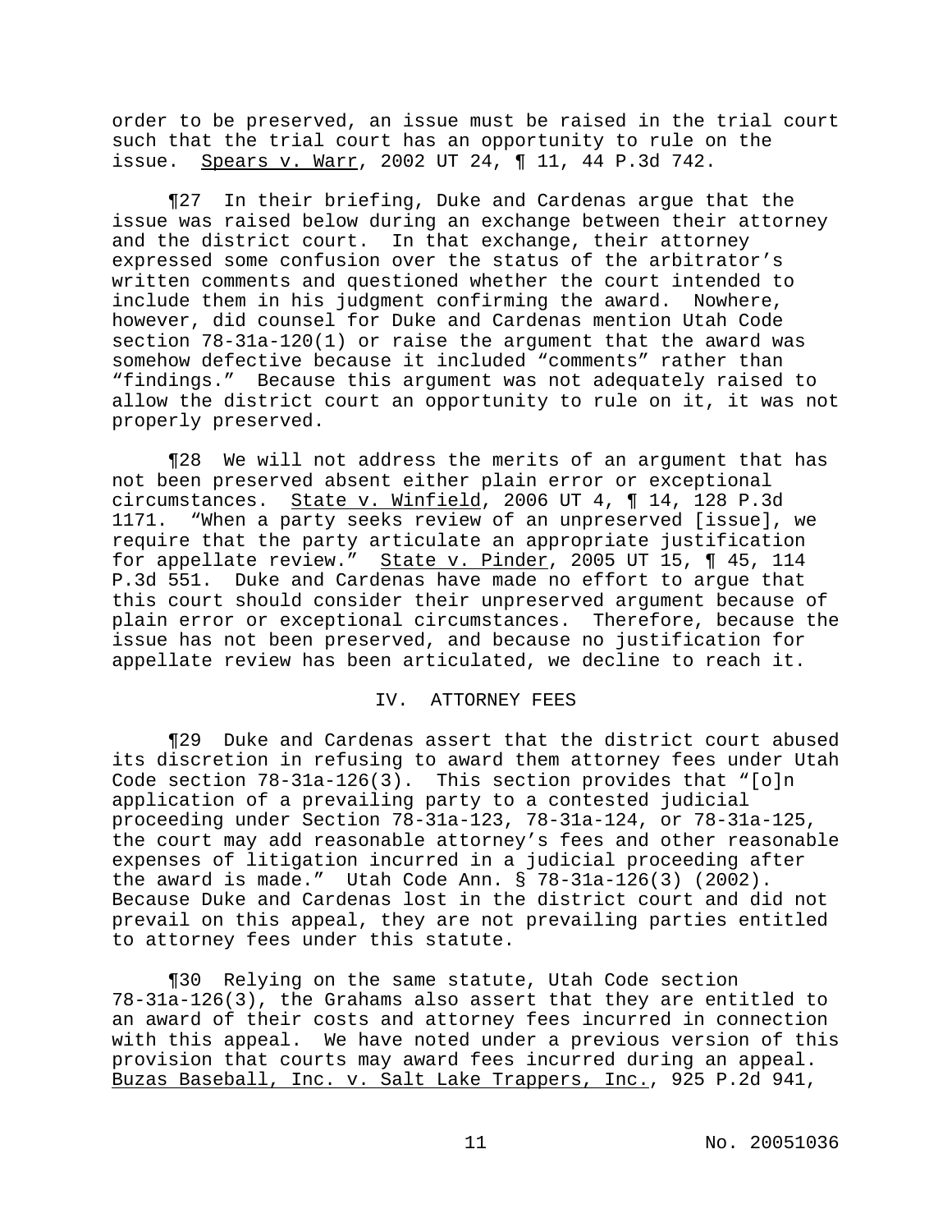order to be preserved, an issue must be raised in the trial court such that the trial court has an opportunity to rule on the issue. Spears v. Warr, 2002 UT 24, ¶ 11, 44 P.3d 742.

¶27 In their briefing, Duke and Cardenas argue that the issue was raised below during an exchange between their attorney and the district court. In that exchange, their attorney expressed some confusion over the status of the arbitrator's written comments and questioned whether the court intended to include them in his judgment confirming the award. Nowhere, however, did counsel for Duke and Cardenas mention Utah Code section 78-31a-120(1) or raise the argument that the award was somehow defective because it included "comments" rather than "findings." Because this argument was not adequately raised to allow the district court an opportunity to rule on it, it was not properly preserved.

¶28 We will not address the merits of an argument that has not been preserved absent either plain error or exceptional circumstances. State v. Winfield, 2006 UT 4, ¶ 14, 128 P.3d 1171. "When a party seeks review of an unpreserved [issue], we require that the party articulate an appropriate justification for appellate review." State v. Pinder, 2005 UT 15, ¶ 45, 114 P.3d 551. Duke and Cardenas have made no effort to argue that this court should consider their unpreserved argument because of plain error or exceptional circumstances. Therefore, because the issue has not been preserved, and because no justification for appellate review has been articulated, we decline to reach it.

## IV. ATTORNEY FEES

¶29 Duke and Cardenas assert that the district court abused its discretion in refusing to award them attorney fees under Utah Code section 78-31a-126(3). This section provides that "[o]n application of a prevailing party to a contested judicial proceeding under Section 78-31a-123, 78-31a-124, or 78-31a-125, the court may add reasonable attorney's fees and other reasonable expenses of litigation incurred in a judicial proceeding after the award is made." Utah Code Ann. § 78-31a-126(3) (2002). Because Duke and Cardenas lost in the district court and did not prevail on this appeal, they are not prevailing parties entitled to attorney fees under this statute.

¶30 Relying on the same statute, Utah Code section 78-31a-126(3), the Grahams also assert that they are entitled to an award of their costs and attorney fees incurred in connection with this appeal. We have noted under a previous version of this provision that courts may award fees incurred during an appeal. Buzas Baseball, Inc. v. Salt Lake Trappers, Inc., 925 P.2d 941,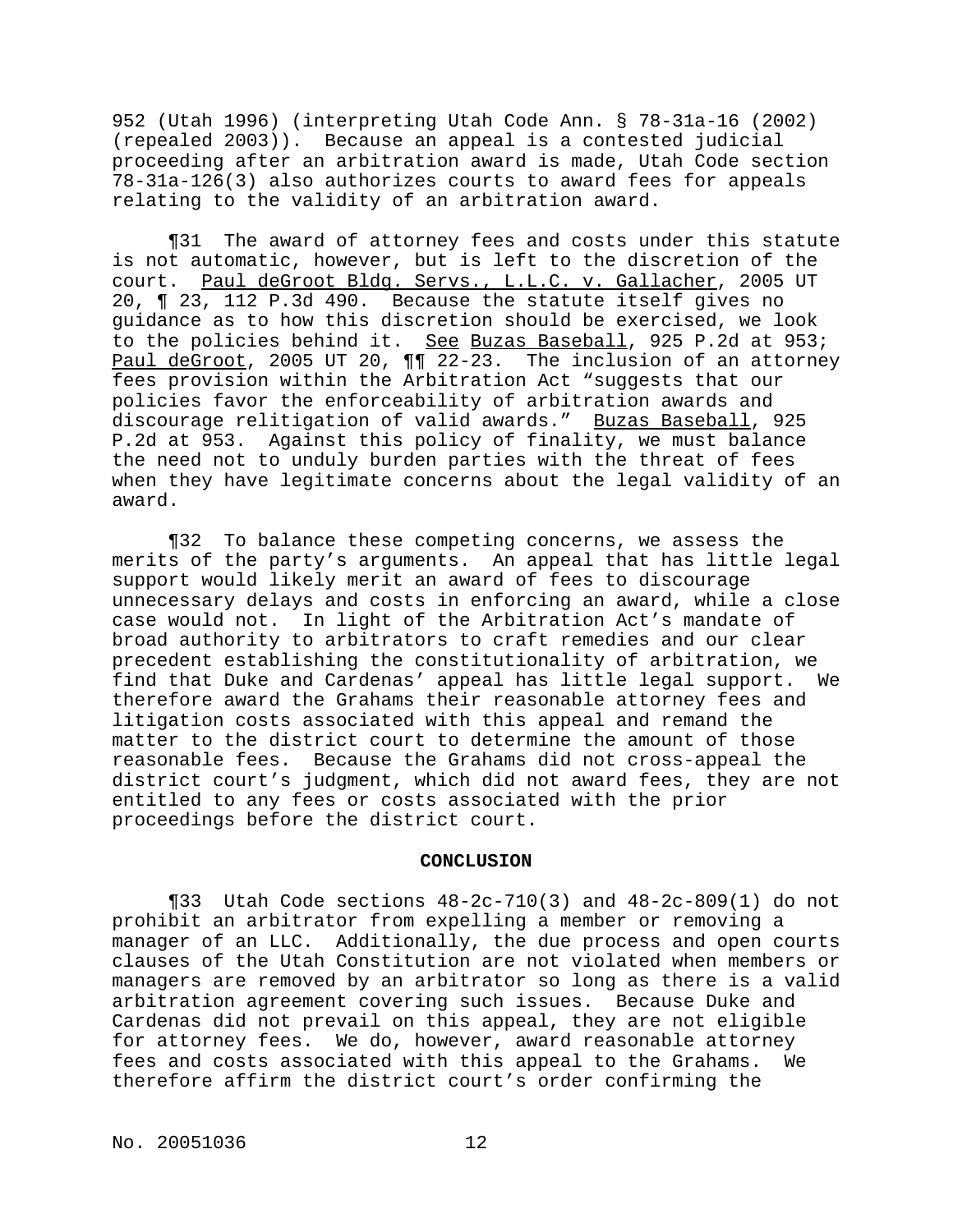952 (Utah 1996) (interpreting Utah Code Ann. § 78-31a-16 (2002) (repealed 2003)). Because an appeal is a contested judicial proceeding after an arbitration award is made, Utah Code section 78-31a-126(3) also authorizes courts to award fees for appeals relating to the validity of an arbitration award.

¶31 The award of attorney fees and costs under this statute is not automatic, however, but is left to the discretion of the court. Paul deGroot Bldg. Servs., L.L.C. v. Gallacher, 2005 UT 20, ¶ 23, 112 P.3d 490. Because the statute itself gives no guidance as to how this discretion should be exercised, we look to the policies behind it. See Buzas Baseball, 925 P.2d at 953; Paul deGroot, 2005 UT 20, ¶¶ 22-23. The inclusion of an attorney fees provision within the Arbitration Act "suggests that our policies favor the enforceability of arbitration awards and discourage relitigation of valid awards." Buzas Baseball, 925 P.2d at 953. Against this policy of finality, we must balance the need not to unduly burden parties with the threat of fees when they have legitimate concerns about the legal validity of an award.

¶32 To balance these competing concerns, we assess the merits of the party's arguments. An appeal that has little legal support would likely merit an award of fees to discourage unnecessary delays and costs in enforcing an award, while a close case would not. In light of the Arbitration Act's mandate of broad authority to arbitrators to craft remedies and our clear precedent establishing the constitutionality of arbitration, we find that Duke and Cardenas' appeal has little legal support. We therefore award the Grahams their reasonable attorney fees and litigation costs associated with this appeal and remand the matter to the district court to determine the amount of those reasonable fees. Because the Grahams did not cross-appeal the district court's judgment, which did not award fees, they are not entitled to any fees or costs associated with the prior proceedings before the district court.

## CONCLUSION

¶33 Utah Code sections 48-2c-710(3) and 48-2c-809(1) do not prohibit an arbitrator from expelling a member or removing a manager of an LLC. Additionally, the due process and open courts clauses of the Utah Constitution are not violated when members or managers are removed by an arbitrator so long as there is a valid arbitration agreement covering such issues. Because Duke and Cardenas did not prevail on this appeal, they are not eligible for attorney fees. We do, however, award reasonable attorney fees and costs associated with this appeal to the Grahams. We therefore affirm the district court's order confirming the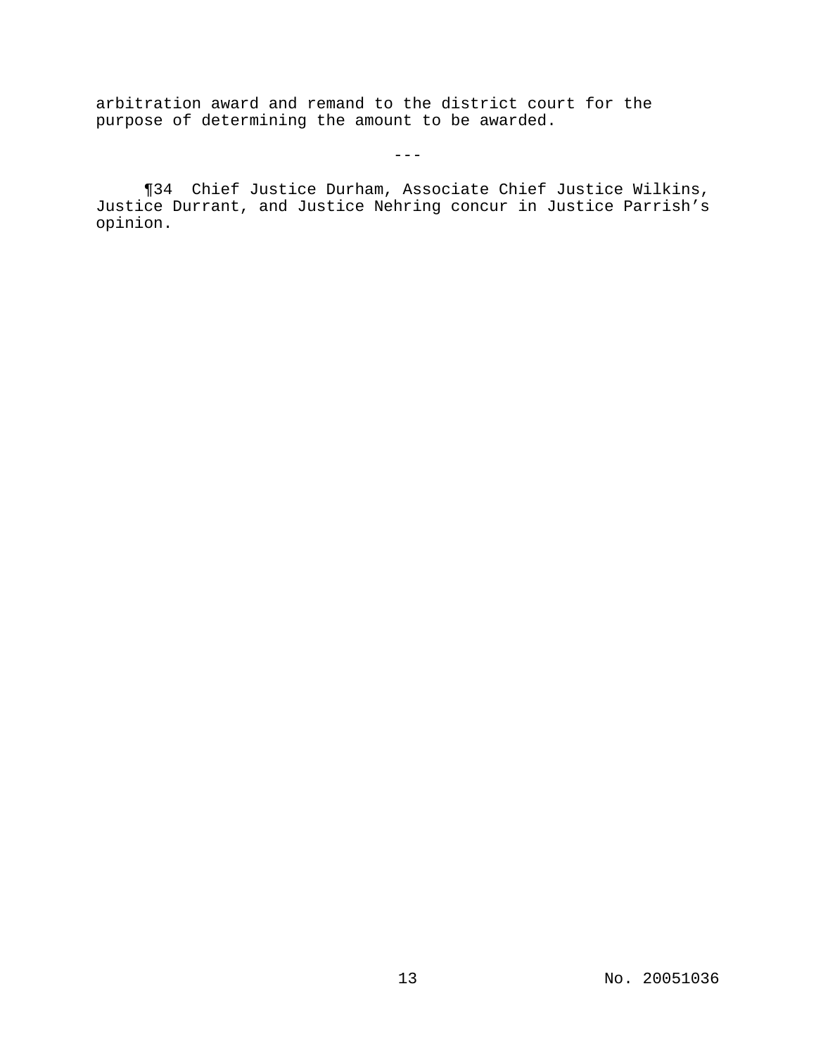arbitration award and remand to the district court for the purpose of determining the amount to be awarded.

---

¶34 Chief Justice Durham, Associate Chief Justice Wilkins, Justice Durrant, and Justice Nehring concur in Justice Parrish's opinion.